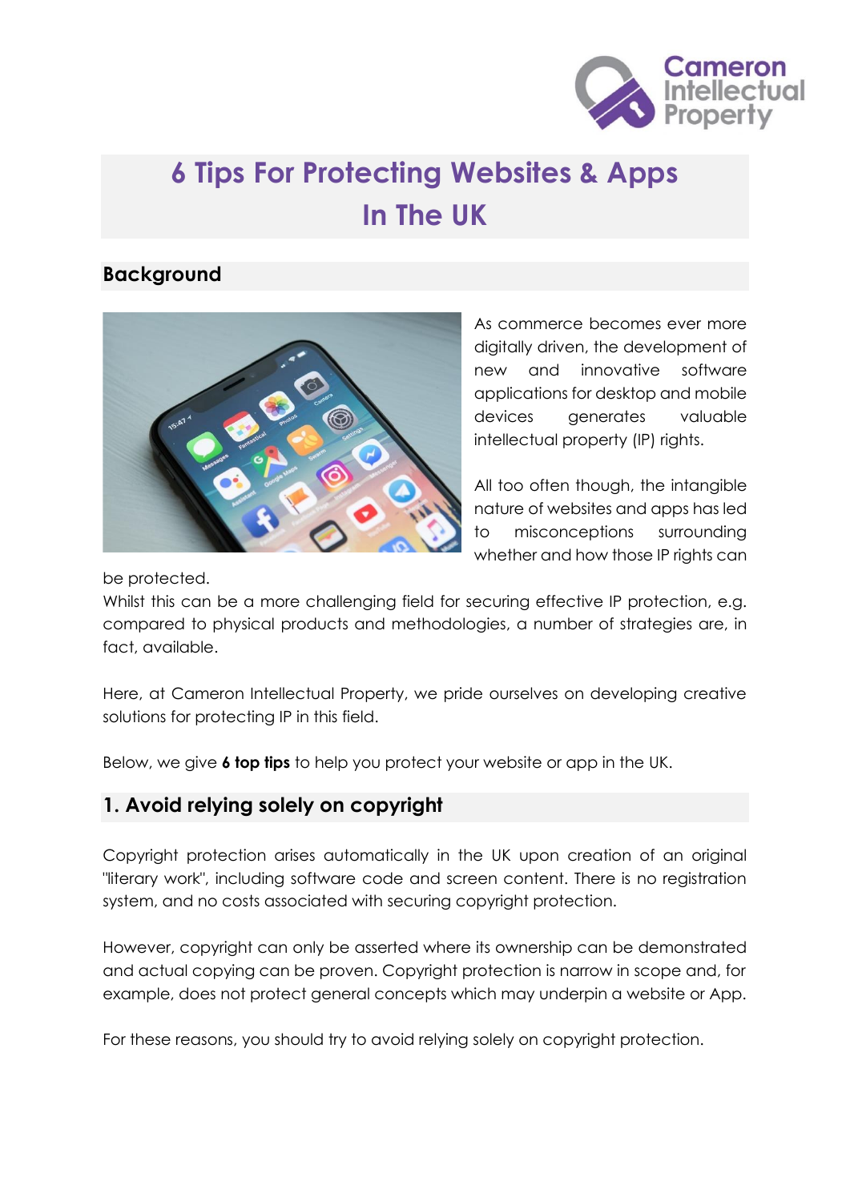# 6 Tips For Protecting Websites & Apps In The UK

## Background

As commerce becomes ever more digitally driven, the development of new and innovative software applications for desktop and mobile devices generates valuable intellectual property (IP) rights.

All too often though, the intangible nature of websites and apps has led to misconceptions surrounding whether and how those IP rights can be protected.

Whilst this can be a more challenging field for securing effective IP protection, e.g. compared to physical products and methodologies, a number of strategies are, in fact, available.

Here, at Cameron Intellectual Property, we pride ourselves on developing creative solutions for protecting IP in this field.

Below, we give **6 top tips** to help you protect your website or app in the UK.

## 1. Avoid relying solely on copyright

Copyright protection arises automatically in the UK upon creation of an original "literary work", including software code and screen content. There is no registration system, and no costs associated with securing copyright protection.

However, copyright can only be asserted where its ownership can be demonstrated and actual copying can be proven. Copyright protection is narrow in scope and, for example, does not protect general concepts which may underpin a website or App.

For these reasons, you should try to avoid relying solely on copyright protection.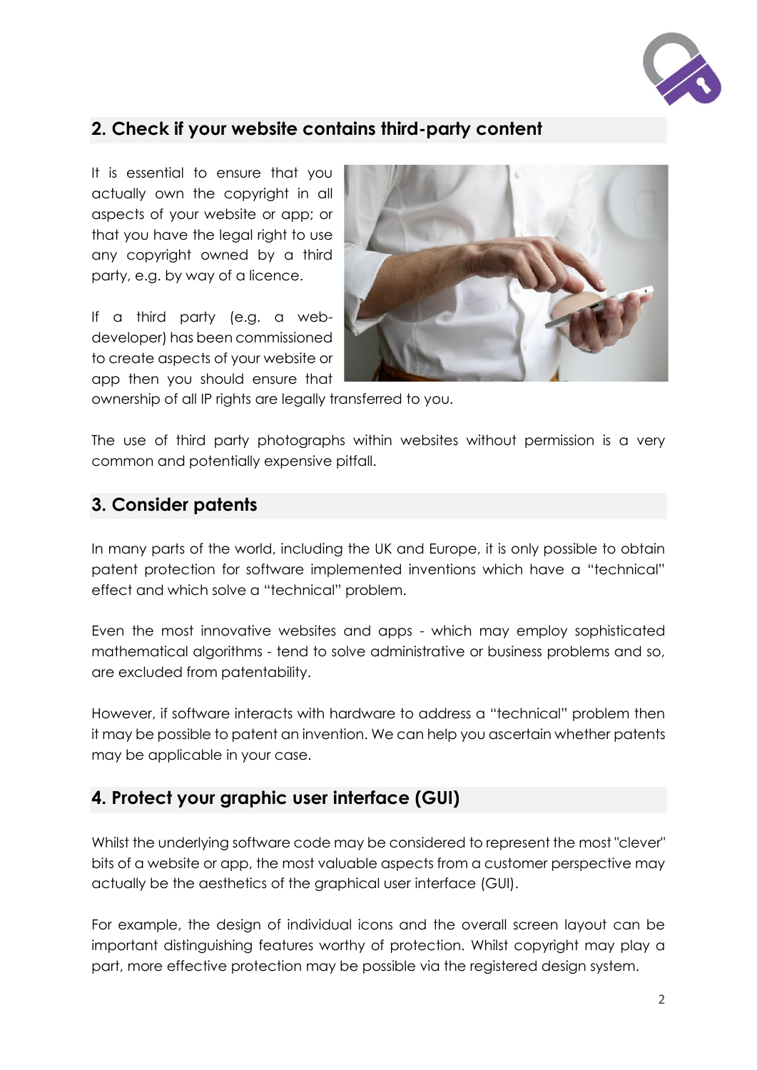## 2. Check if your website contains third-party content

It is essential to ensure that you actually own the copyright in all aspects of your website or app; or that you have the legal right to use any copyright owned by a third party, e.g. by way of a licence.

If a third party (e.g. a web-developer) has been commissioned to create aspects of your website or app then you should ensure that ownership of all IP rights are legally transferred to you.

The use of third party photographs within websites without permission is a very common and potentially expensive pitfall.

## 3. Consider patents

In many parts of the world, including the UK and Europe, it is only possible to obtain patent protection for software implemented inventions which have a "technical" effect and which solve a "technical" problem.

Even the most innovative websites and apps - which may employ sophisticated mathematical algorithms - tend to solve administrative or business problems and so, are excluded from patentability.

However, if software interacts with hardware to address a "technical" problem then it may be possible to patent an invention. We can help you ascertain whether patents may be applicable in your case.

## 4. Protect your graphic user interface (GUI)

Whilst the underlying software code may be considered to represent the most "clever" bits of a website or app, the most valuable aspects from a customer perspective may actually be the aesthetics of the graphical user interface (GUI).

For example, the design of individual icons and the overall screen layout can be important distinguishing features worthy of protection. Whilst copyright may play a part, more effective protection may be possible via the registered design system.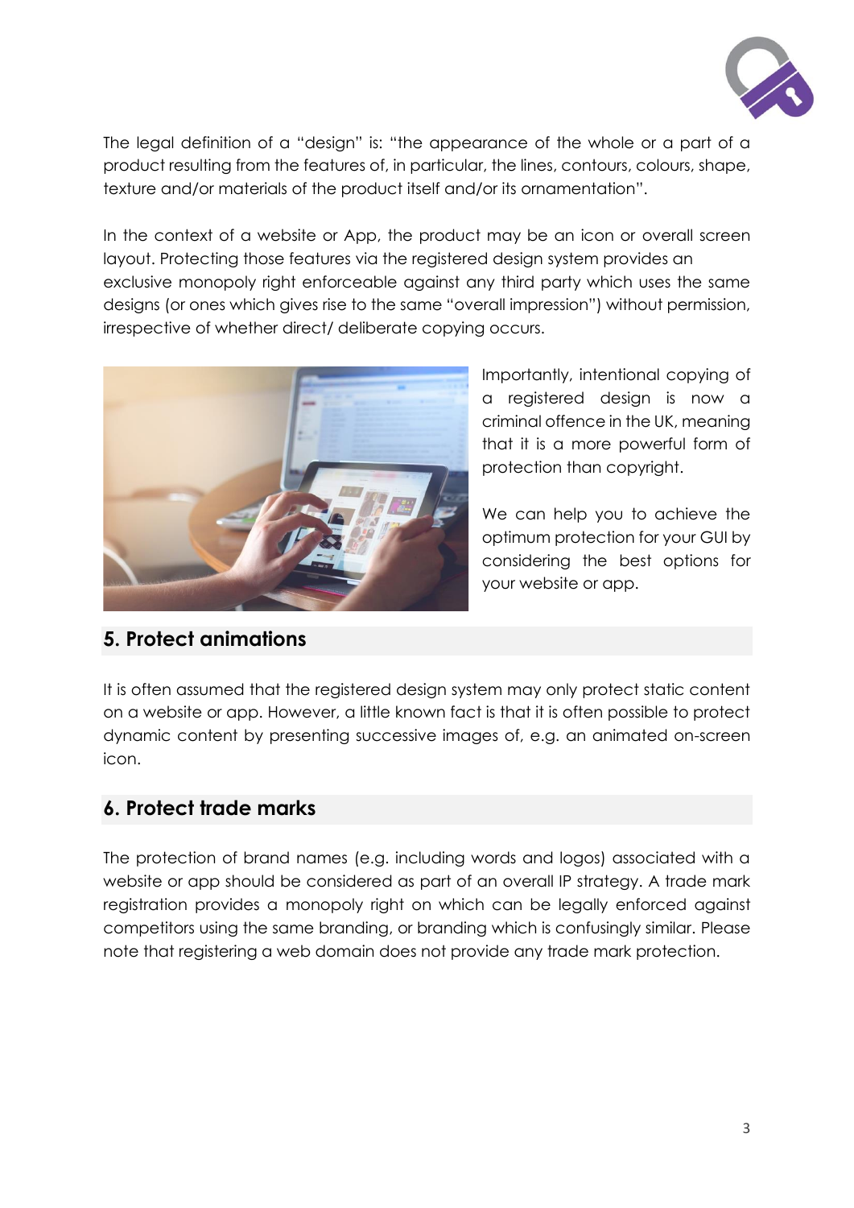The legal definition of a "design" is: "the appearance of the whole or a part of a product resulting from the features of, in particular, the lines, contours, colours, shape, texture and/or materials of the product itself and/or its ornamentation".

In the context of a website or App, the product may be an icon or overall screen layout. Protecting those features via the registered design system provides an exclusive monopoly right enforceable against any third party which uses the same designs (or ones which gives rise to the same "overall impression") without permission, irrespective of whether direct/ deliberate copying occurs.

Importantly, intentional copying of a registered design is now a criminal offence in the UK, meaning that it is a more powerful form of protection than copyright.

We can help you to achieve the optimum protection for your GUI by considering the best options for your website or app.

## 5. Protect animations

It is often assumed that the registered design system may only protect static content on a website or app. However, a little known fact is that it is often possible to protect dynamic content by presenting successive images of, e.g. an animated on-screen icon.

## 6. Protect trade marks

The protection of brand names (e.g. including words and logos) associated with a website or app should be considered as part of an overall IP strategy. A trade mark registration provides a monopoly right on which can be legally enforced against competitors using the same branding, or branding which is confusingly similar. Please note that registering a web domain does not provide any trade mark protection.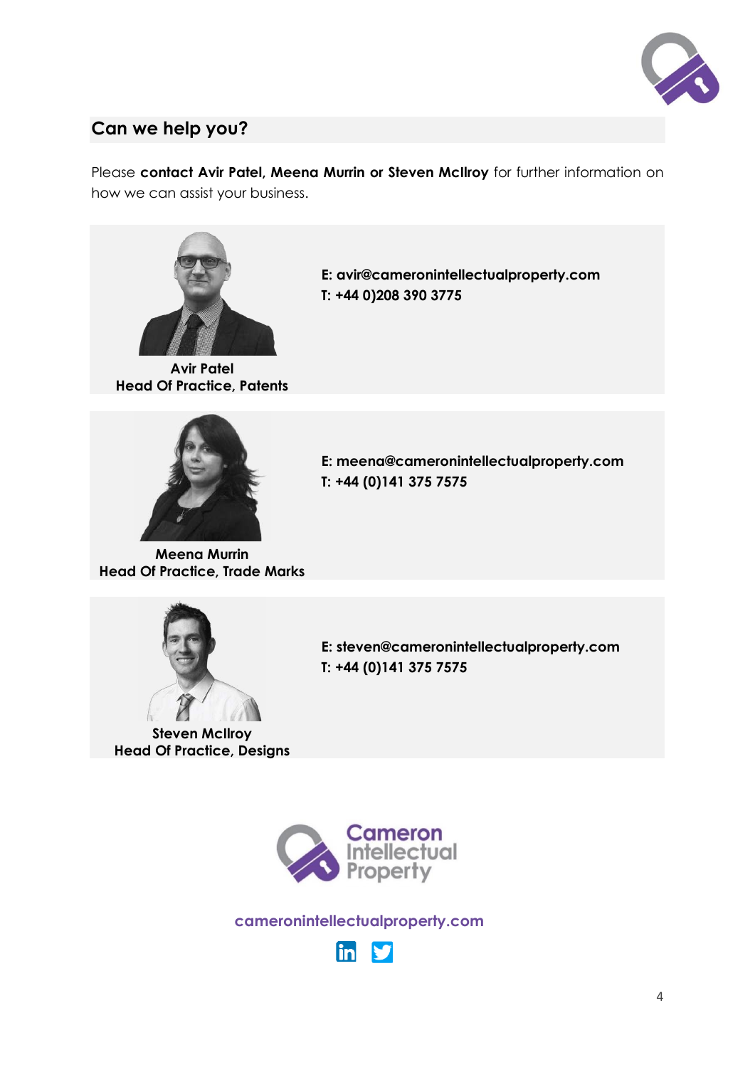## Can we help you?

Please **contact Avir Patel, Meena Murrin or Steven McIlroy** for further information on how we can assist your business.

**Avir Patel**
**Head Of Practice, Patents**

**E: avir@cameronintellectualproperty.com**
**T: +44 0)208 390 3775**

**Meena Murrin**
**Head Of Practice, Trade Marks**

**E: meena@cameronintellectualproperty.com**
**T: +44 (0)141 375 7575**

**Steven McIlroy**
**Head Of Practice, Designs**

**E: steven@cameronintellectualproperty.com**
**T: +44 (0)141 375 7575**

Cameron Intellectual Property

cameronintellectualproperty.com